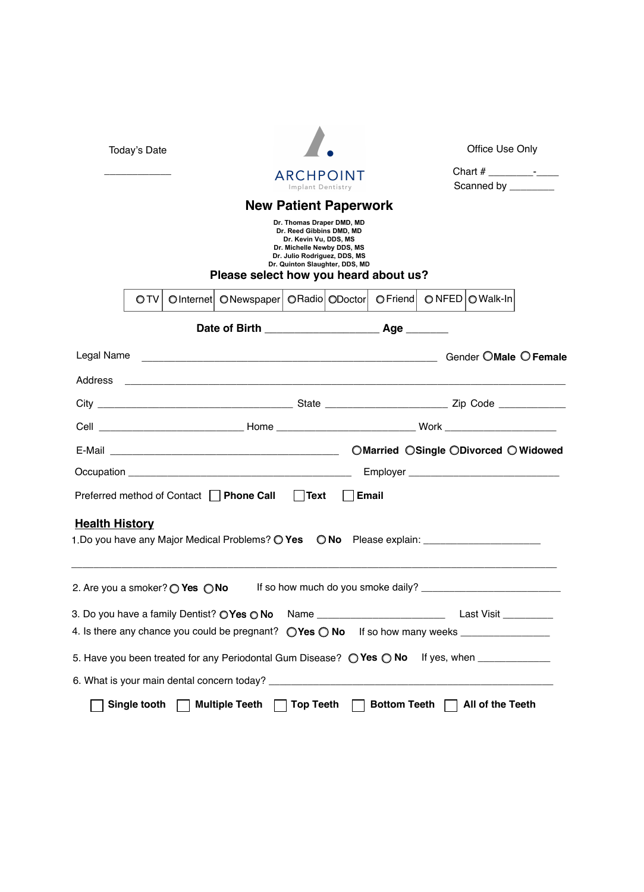Today's Date

\_\_\_\_\_\_\_\_\_\_\_\_

ARCHPOINT
Implant Dentistry

Office Use Only

Chart # \_\_\_\_\_\_\_\_-\_\_\_\_

Scanned by \_\_\_\_\_\_\_\_

# New Patient Paperwork

**Dr. Thomas Draper DMD, MD**
**Dr. Reed Gibbins DMD, MD**
**Dr. Kevin Vu, DDS, MS**
**Dr. Michelle Newby DDS, MS**
**Dr. Julio Rodriguez, DDS, MS**
**Dr. Quinton Slaughter, DDS, MD**

## Please select how you heard about us?

| ○ TV | ○ Internet | ○ Newspaper | ○ Radio | ○ Doctor | ○ Friend | ○ NFED | ○ Walk-In |
|---|---|---|---|---|---|---|---|

**Date of Birth** \_\_\_\_\_\_\_\_\_\_\_\_\_\_\_\_\_\_\_\_ **Age** \_\_\_\_\_\_\_

Legal Name \_\_\_\_\_\_\_\_\_\_\_\_\_\_\_\_\_\_\_\_\_\_\_\_\_\_\_\_\_\_\_\_\_\_\_\_\_\_\_\_\_\_\_\_\_\_\_\_\_\_ Gender ○ **Male** ○ **Female**

Address \_\_\_\_\_\_\_\_\_\_\_\_\_\_\_\_\_\_\_\_\_\_\_\_\_\_\_\_\_\_\_\_\_\_\_\_\_\_\_\_\_\_\_\_\_\_\_\_\_\_\_\_\_\_\_\_\_\_\_\_\_\_\_\_\_\_\_\_\_\_\_\_\_\_

City \_\_\_\_\_\_\_\_\_\_\_\_\_\_\_\_\_\_\_\_\_\_\_\_\_\_\_\_\_\_\_\_\_\_\_ State \_\_\_\_\_\_\_\_\_\_\_\_\_\_\_\_\_\_\_\_\_\_ Zip Code \_\_\_\_\_\_\_\_\_\_\_\_

Cell \_\_\_\_\_\_\_\_\_\_\_\_\_\_\_\_\_\_\_\_\_\_\_\_\_\_ Home \_\_\_\_\_\_\_\_\_\_\_\_\_\_\_\_\_\_\_\_\_\_\_\_\_ Work \_\_\_\_\_\_\_\_\_\_\_\_\_\_\_\_\_\_\_\_

E-Mail \_\_\_\_\_\_\_\_\_\_\_\_\_\_\_\_\_\_\_\_\_\_\_\_\_\_\_\_\_\_\_\_\_\_\_\_\_\_\_\_\_ ○ **Married** ○ **Single** ○ **Divorced** ○ **Widowed**

Occupation \_\_\_\_\_\_\_\_\_\_\_\_\_\_\_\_\_\_\_\_\_\_\_\_\_\_\_\_\_\_\_\_\_\_\_\_\_\_\_\_ Employer \_\_\_\_\_\_\_\_\_\_\_\_\_\_\_\_\_\_\_\_\_\_\_\_\_\_\_

Preferred method of Contact ☐ **Phone Call** ☐ **Text** ☐ **Email**

## Health History

1. Do you have any Major Medical Problems? ○ **Yes** ○ **No** Please explain: \_\_\_\_\_\_\_\_\_\_\_\_\_\_\_\_\_\_\_\_\_

\_\_\_\_\_\_\_\_\_\_\_\_\_\_\_\_\_\_\_\_\_\_\_\_\_\_\_\_\_\_\_\_\_\_\_\_\_\_\_\_\_\_\_\_\_\_\_\_\_\_\_\_\_\_\_\_\_\_\_\_\_\_\_\_\_\_\_\_\_\_\_\_\_\_\_\_\_\_\_\_\_\_\_\_

2. Are you a smoker? ○ **Yes** ○ **No** If so how much do you smoke daily? \_\_\_\_\_\_\_\_\_\_\_\_\_\_\_\_\_\_\_\_\_\_\_\_\_

3. Do you have a family Dentist? ○ **Yes** ○ **No** Name \_\_\_\_\_\_\_\_\_\_\_\_\_\_\_\_\_\_\_\_\_\_\_\_ Last Visit \_\_\_\_\_\_\_\_\_

4. Is there any chance you could be pregnant? ○ **Yes** ○ **No** If so how many weeks \_\_\_\_\_\_\_\_\_\_\_\_\_\_\_

5. Have you been treated for any Periodontal Gum Disease? ○ **Yes** ○ **No** If yes, when \_\_\_\_\_\_\_\_\_\_\_\_\_

6. What is your main dental concern today? \_\_\_\_\_\_\_\_\_\_\_\_\_\_\_\_\_\_\_\_\_\_\_\_\_\_\_\_\_\_\_\_\_\_\_\_\_\_\_\_\_\_\_\_\_\_\_\_\_\_\_

☐ **Single tooth** ☐ **Multiple Teeth** ☐ **Top Teeth** ☐ **Bottom Teeth** ☐ **All of the Teeth**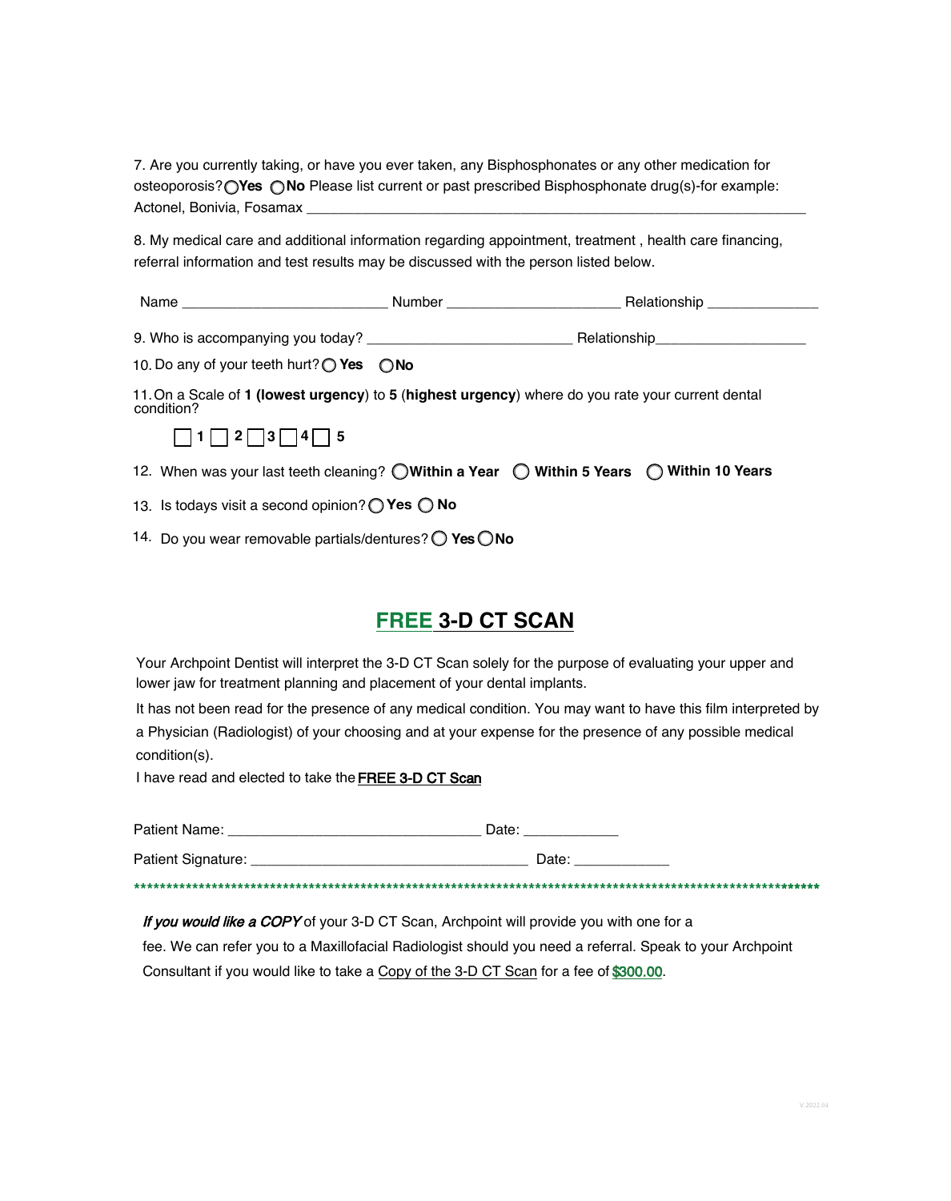7. Are you currently taking, or have you ever taken, any Bisphosphonates or any other medication for osteoporosis? ◯ **Yes** ◯ **No** Please list current or past prescribed Bisphosphonate drug(s)-for example: Actonel, Bonivia, Fosamax ___________________________________________________________________

8. My medical care and additional information regarding appointment, treatment , health care financing, referral information and test results may be discussed with the person listed below.

Name _________________________ Number _____________________ Relationship ______________

9. Who is accompanying you today? ________________________ Relationship___________________

10. Do any of your teeth hurt? ◯ **Yes** ◯ **No**

11. On a Scale of **1 (lowest urgency**) to **5** (**highest urgency**) where do you rate your current dental condition?

☐ **1** ☐ **2** ☐ **3** ☐ **4** ☐ **5**

12. When was your last teeth cleaning? ◯ **Within a Year** ◯ **Within 5 Years** ◯ **Within 10 Years**

13. Is todays visit a second opinion? ◯ **Yes** ◯ **No**

14. Do you wear removable partials/dentures? ◯ **Yes** ◯ **No**

## FREE 3-D CT SCAN

Your Archpoint Dentist will interpret the 3-D CT Scan solely for the purpose of evaluating your upper and lower jaw for treatment planning and placement of your dental implants.

It has not been read for the presence of any medical condition. You may want to have this film interpreted by a Physician (Radiologist) of your choosing and at your expense for the presence of any possible medical condition(s).

I have read and elected to take the **FREE 3-D CT Scan**

Patient Name: _______________________________ Date: ____________

Patient Signature: __________________________________ Date: ____________

****************************************************************************************************

***If you would like a COPY*** of your 3-D CT Scan, Archpoint will provide you with one for a fee. We can refer you to a Maxillofacial Radiologist should you need a referral. Speak to your Archpoint Consultant if you would like to take a Copy of the 3-D CT Scan for a fee of **$300.00**.